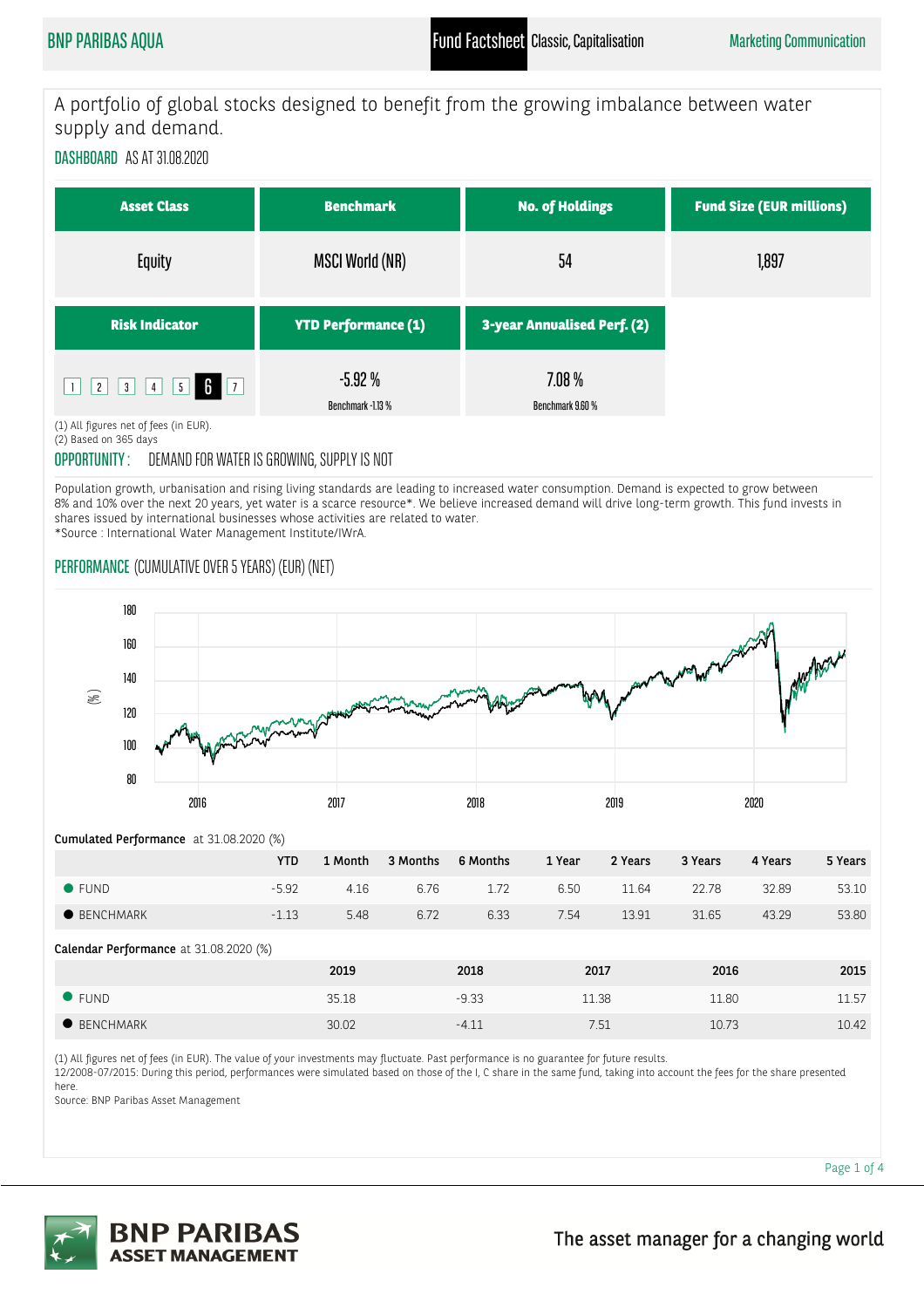BNP PARIBAS AQUA

**Fund Factsheet** Classic, Capitalisation

Marketing Communication

# A portfolio of global stocks designed to benefit from the growing imbalance between water supply and demand.

## DASHBOARD AS AT 31.08.2020

| Asset Class | Benchmark | No. of Holdings | Fund Size (EUR millions) |
|---|---|---|---|
| Equity | MSCI World (NR) | 54 | 1,897 |

| Risk Indicator | YTD Performance (1) | 3-year Annualised Perf. (2) |
|---|---|---|
| 1 2 3 4 5 **6** 7 | -5.92 % Benchmark -1.13 % | 7.08 % Benchmark 9.60 % |

(1) All figures net of fees (in EUR).
(2) Based on 365 days

## OPPORTUNITY : DEMAND FOR WATER IS GROWING, SUPPLY IS NOT

Population growth, urbanisation and rising living standards are leading to increased water consumption. Demand is expected to grow between 8% and 10% over the next 20 years, yet water is a scarce resource*. We believe increased demand will drive long-term growth. This fund invests in shares issued by international businesses whose activities are related to water.
*Source : International Water Management Institute/IWrA.

## PERFORMANCE (CUMULATIVE OVER 5 YEARS) (EUR) (NET)

**Cumulated Performance** at 31.08.2020 (%)

| | YTD | 1 Month | 3 Months | 6 Months | 1 Year | 2 Years | 3 Years | 4 Years | 5 Years |
|---|---|---|---|---|---|---|---|---|---|
| FUND | -5.92 | 4.16 | 6.76 | 1.72 | 6.50 | 11.64 | 22.78 | 32.89 | 53.10 |
| BENCHMARK | -1.13 | 5.48 | 6.72 | 6.33 | 7.54 | 13.91 | 31.65 | 43.29 | 53.80 |

**Calendar Performance** at 31.08.2020 (%)

| | 2019 | 2018 | 2017 | 2016 | 2015 |
|---|---|---|---|---|---|
| FUND | 35.18 | -9.33 | 11.38 | 11.80 | 11.57 |
| BENCHMARK | 30.02 | -4.11 | 7.51 | 10.73 | 10.42 |

(1) All figures net of fees (in EUR). The value of your investments may fluctuate. Past performance is no guarantee for future results.
12/2008-07/2015: During this period, performances were simulated based on those of the I, C share in the same fund, taking into account the fees for the share presented here.
Source: BNP Paribas Asset Management

BNP PARIBAS ASSET MANAGEMENT

The asset manager for a changing world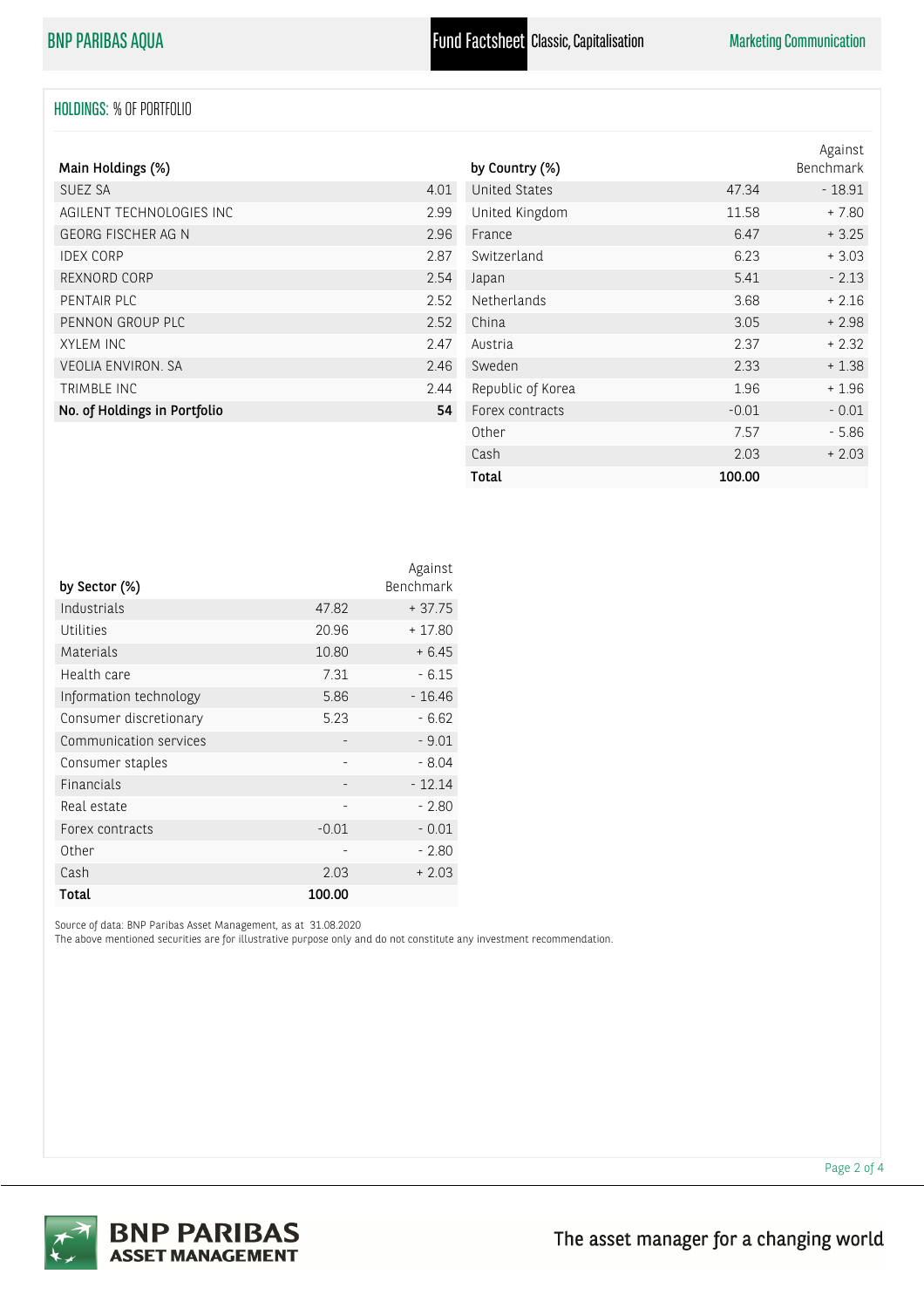## HOLDINGS: % OF PORTFOLIO

| Main Holdings (%) | |
|---|---|
| SUEZ SA | 4.01 |
| AGILENT TECHNOLOGIES INC | 2.99 |
| GEORG FISCHER AG N | 2.96 |
| IDEX CORP | 2.87 |
| REXNORD CORP | 2.54 |
| PENTAIR PLC | 2.52 |
| PENNON GROUP PLC | 2.52 |
| XYLEM INC | 2.47 |
| VEOLIA ENVIRON. SA | 2.46 |
| TRIMBLE INC | 2.44 |
| **No. of Holdings in Portfolio** | **54** |

| by Country (%) | | Against Benchmark |
|---|---|---|
| United States | 47.34 | - 18.91 |
| United Kingdom | 11.58 | + 7.80 |
| France | 6.47 | + 3.25 |
| Switzerland | 6.23 | + 3.03 |
| Japan | 5.41 | - 2.13 |
| Netherlands | 3.68 | + 2.16 |
| China | 3.05 | + 2.98 |
| Austria | 2.37 | + 2.32 |
| Sweden | 2.33 | + 1.38 |
| Republic of Korea | 1.96 | + 1.96 |
| Forex contracts | -0.01 | - 0.01 |
| Other | 7.57 | - 5.86 |
| Cash | 2.03 | + 2.03 |
| **Total** | **100.00** | |

| by Sector (%) | | Against Benchmark |
|---|---|---|
| Industrials | 47.82 | + 37.75 |
| Utilities | 20.96 | + 17.80 |
| Materials | 10.80 | + 6.45 |
| Health care | 7.31 | - 6.15 |
| Information technology | 5.86 | - 16.46 |
| Consumer discretionary | 5.23 | - 6.62 |
| Communication services | - | - 9.01 |
| Consumer staples | - | - 8.04 |
| Financials | - | - 12.14 |
| Real estate | - | - 2.80 |
| Forex contracts | -0.01 | - 0.01 |
| Other | - | - 2.80 |
| Cash | 2.03 | + 2.03 |
| **Total** | **100.00** | |

Source of data: BNP Paribas Asset Management, as at 31.08.2020

The above mentioned securities are for illustrative purpose only and do not constitute any investment recommendation.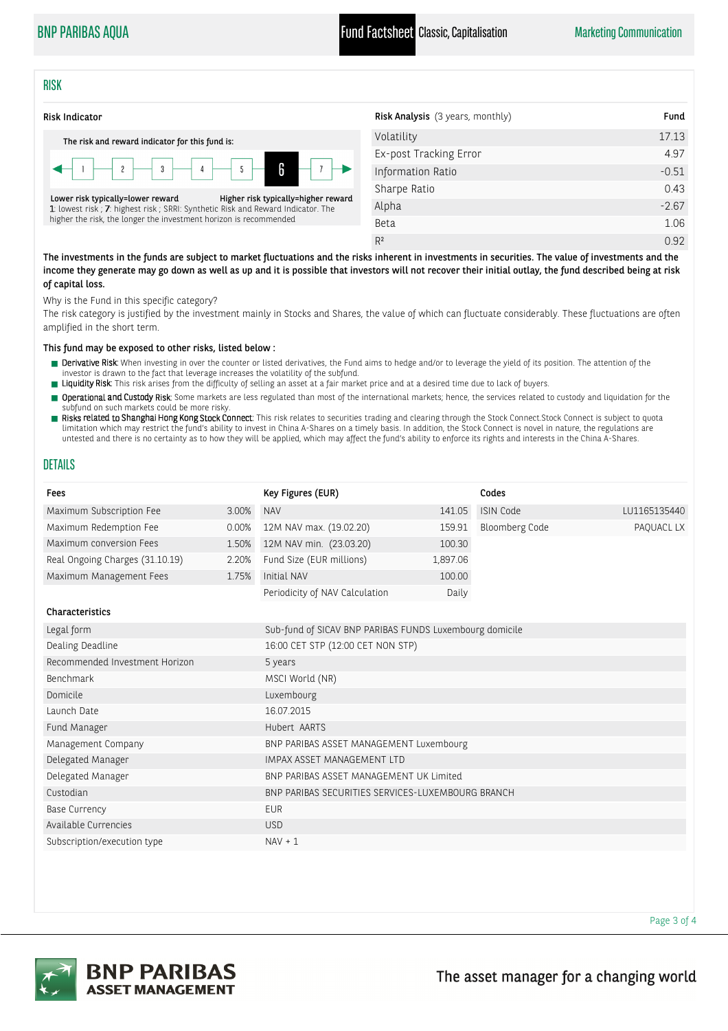## RISK

### Risk Indicator

The risk and reward indicator for this fund is:

1 | 2 | 3 | 4 | 5 | **6** | 7

Lower risk typically=lower reward — Higher risk typically=higher reward

1: lowest risk ; 7: highest risk ; SRRI: Synthetic Risk and Reward Indicator. The higher the risk, the longer the investment horizon is recommended

| Risk Analysis (3 years, monthly) | Fund |
|---|---|
| Volatility | 17.13 |
| Ex-post Tracking Error | 4.97 |
| Information Ratio | -0.51 |
| Sharpe Ratio | 0.43 |
| Alpha | -2.67 |
| Beta | 1.06 |
| $R^2$ | 0.92 |

**The investments in the funds are subject to market fluctuations and the risks inherent in investments in securities. The value of investments and the income they generate may go down as well as up and it is possible that investors will not recover their initial outlay, the fund described being at risk of capital loss.**

Why is the Fund in this specific category?

The risk category is justified by the investment mainly in Stocks and Shares, the value of which can fluctuate considerably. These fluctuations are often amplified in the short term.

**This fund may be exposed to other risks, listed below :**

- Derivative Risk: When investing in over the counter or listed derivatives, the Fund aims to hedge and/or to leverage the yield of its position. The attention of the investor is drawn to the fact that leverage increases the volatility of the subfund.
- Liquidity Risk: This risk arises from the difficulty of selling an asset at a fair market price and at a desired time due to lack of buyers.
- Operational and Custody Risk: Some markets are less regulated than most of the international markets; hence, the services related to custody and liquidation for the subfund on such markets could be more risky.
- Risks related to Shanghai Hong Kong Stock Connect: This risk relates to securities trading and clearing through the Stock Connect.Stock Connect is subject to quota limitation which may restrict the fund's ability to invest in China A-Shares on a timely basis. In addition, the Stock Connect is novel in nature, the regulations are untested and there is no certainty as to how they will be applied, which may affect the fund's ability to enforce its rights and interests in the China A-Shares.

## DETAILS

| Fees | |
|---|---|
| Maximum Subscription Fee | 3.00% |
| Maximum Redemption Fee | 0.00% |
| Maximum conversion Fees | 1.50% |
| Real Ongoing Charges (31.10.19) | 2.20% |
| Maximum Management Fees | 1.75% |

| Key Figures (EUR) | |
|---|---|
| NAV | 141.05 |
| 12M NAV max. (19.02.20) | 159.91 |
| 12M NAV min. (23.03.20) | 100.30 |
| Fund Size (EUR millions) | 1,897.06 |
| Initial NAV | 100.00 |
| Periodicity of NAV Calculation | Daily |

| Codes | |
|---|---|
| ISIN Code | LU1165135440 |
| Bloomberg Code | PAQUACL LX |

| Characteristics | |
|---|---|
| Legal form | Sub-fund of SICAV BNP PARIBAS FUNDS Luxembourg domicile |
| Dealing Deadline | 16:00 CET STP (12:00 CET NON STP) |
| Recommended Investment Horizon | 5 years |
| Benchmark | MSCI World (NR) |
| Domicile | Luxembourg |
| Launch Date | 16.07.2015 |
| Fund Manager | Hubert AARTS |
| Management Company | BNP PARIBAS ASSET MANAGEMENT Luxembourg |
| Delegated Manager | IMPAX ASSET MANAGEMENT LTD |
| Delegated Manager | BNP PARIBAS ASSET MANAGEMENT UK Limited |
| Custodian | BNP PARIBAS SECURITIES SERVICES-LUXEMBOURG BRANCH |
| Base Currency | EUR |
| Available Currencies | USD |
| Subscription/execution type | NAV + 1 |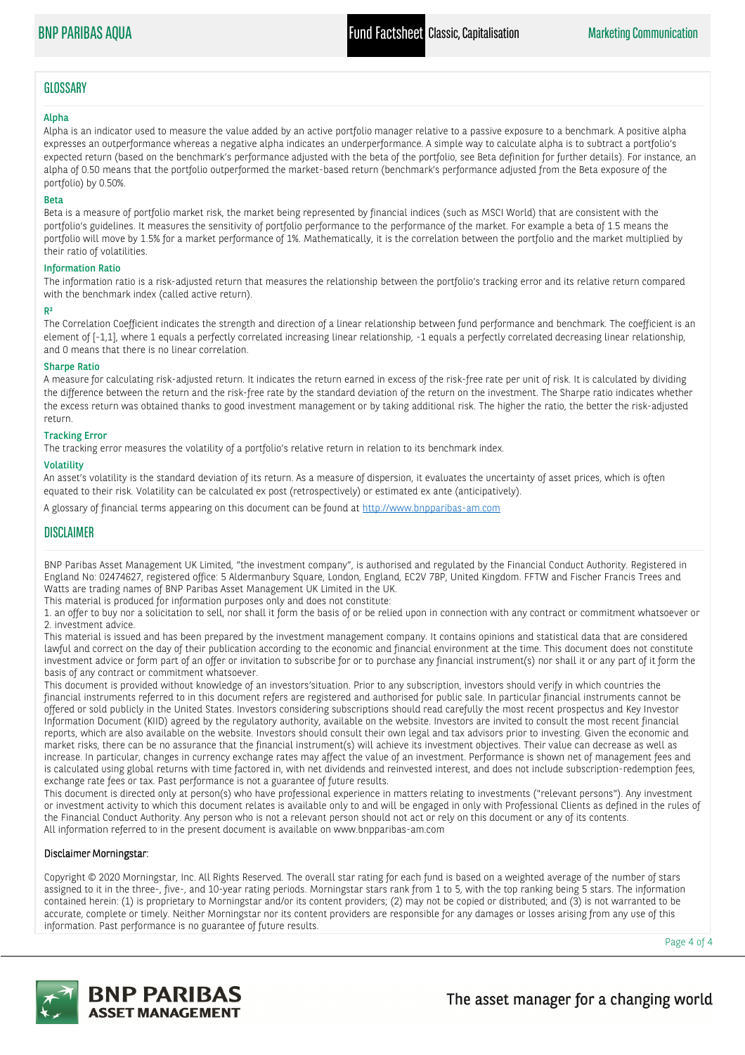## GLOSSARY

### Alpha

Alpha is an indicator used to measure the value added by an active portfolio manager relative to a passive exposure to a benchmark. A positive alpha expresses an outperformance whereas a negative alpha indicates an underperformance. A simple way to calculate alpha is to subtract a portfolio's expected return (based on the benchmark's performance adjusted with the beta of the portfolio, see Beta definition for further details). For instance, an alpha of 0.50 means that the portfolio outperformed the market-based return (benchmark's performance adjusted from the Beta exposure of the portfolio) by 0.50%.

### Beta

Beta is a measure of portfolio market risk, the market being represented by financial indices (such as MSCI World) that are consistent with the portfolio's guidelines. It measures the sensitivity of portfolio performance to the performance of the market. For example a beta of 1.5 means the portfolio will move by 1.5% for a market performance of 1%. Mathematically, it is the correlation between the portfolio and the market multiplied by their ratio of volatilities.

### Information Ratio

The information ratio is a risk-adjusted return that measures the relationship between the portfolio's tracking error and its relative return compared with the benchmark index (called active return).

### $R^2$

The Correlation Coefficient indicates the strength and direction of a linear relationship between fund performance and benchmark. The coefficient is an element of [-1,1], where 1 equals a perfectly correlated increasing linear relationship, -1 equals a perfectly correlated decreasing linear relationship, and 0 means that there is no linear correlation.

### Sharpe Ratio

A measure for calculating risk-adjusted return. It indicates the return earned in excess of the risk-free rate per unit of risk. It is calculated by dividing the difference between the return and the risk-free rate by the standard deviation of the return on the investment. The Sharpe ratio indicates whether the excess return was obtained thanks to good investment management or by taking additional risk. The higher the ratio, the better the risk-adjusted return.

### Tracking Error

The tracking error measures the volatility of a portfolio's relative return in relation to its benchmark index.

### Volatility

An asset's volatility is the standard deviation of its return. As a measure of dispersion, it evaluates the uncertainty of asset prices, which is often equated to their risk. Volatility can be calculated ex post (retrospectively) or estimated ex ante (anticipatively).

A glossary of financial terms appearing on this document can be found at http://www.bnpparibas-am.com

## DISCLAIMER

BNP Paribas Asset Management UK Limited, "the investment company", is authorised and regulated by the Financial Conduct Authority. Registered in England No: 02474627, registered office: 5 Aldermanbury Square, London, England, EC2V 7BP, United Kingdom. FFTW and Fischer Francis Trees and Watts are trading names of BNP Paribas Asset Management UK Limited in the UK.
This material is produced for information purposes only and does not constitute:
1. an offer to buy nor a solicitation to sell, nor shall it form the basis of or be relied upon in connection with any contract or commitment whatsoever or
2. investment advice.
This material is issued and has been prepared by the investment management company. It contains opinions and statistical data that are considered lawful and correct on the day of their publication according to the economic and financial environment at the time. This document does not constitute investment advice or form part of an offer or invitation to subscribe for or to purchase any financial instrument(s) nor shall it or any part of it form the basis of any contract or commitment whatsoever.
This document is provided without knowledge of an investors'situation. Prior to any subscription, investors should verify in which countries the financial instruments referred to in this document refers are registered and authorised for public sale. In particular financial instruments cannot be offered or sold publicly in the United States. Investors considering subscriptions should read carefully the most recent prospectus and Key Investor Information Document (KIID) agreed by the regulatory authority, available on the website. Investors are invited to consult the most recent financial reports, which are also available on the website. Investors should consult their own legal and tax advisors prior to investing. Given the economic and market risks, there can be no assurance that the financial instrument(s) will achieve its investment objectives. Their value can decrease as well as increase. In particular, changes in currency exchange rates may affect the value of an investment. Performance is shown net of management fees and is calculated using global returns with time factored in, with net dividends and reinvested interest, and does not include subscription-redemption fees, exchange rate fees or tax. Past performance is not a guarantee of future results.
This document is directed only at person(s) who have professional experience in matters relating to investments ("relevant persons"). Any investment or investment activity to which this document relates is available only to and will be engaged in only with Professional Clients as defined in the rules of the Financial Conduct Authority. Any person who is not a relevant person should not act or rely on this document or any of its contents.
All information referred to in the present document is available on www.bnpparibas-am.com

### Disclaimer Morningstar:

Copyright © 2020 Morningstar, Inc. All Rights Reserved. The overall star rating for each fund is based on a weighted average of the number of stars assigned to it in the three-, five-, and 10-year rating periods. Morningstar stars rank from 1 to 5, with the top ranking being 5 stars. The information contained herein: (1) is proprietary to Morningstar and/or its content providers; (2) may not be copied or distributed; and (3) is not warranted to be accurate, complete or timely. Neither Morningstar nor its content providers are responsible for any damages or losses arising from any use of this information. Past performance is no guarantee of future results.

BNP PARIBAS ASSET MANAGEMENT

The asset manager for a changing world